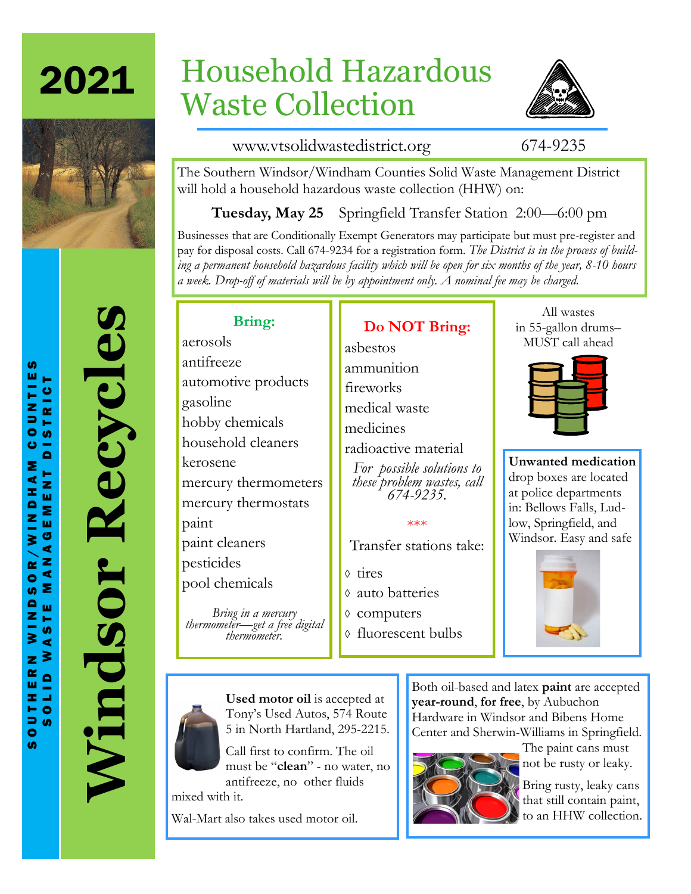# 2021

# Household Hazardous Waste Collection

www.vtsolidwastedistrict.org 674-9235

The Southern Windsor/Windham Counties Solid Waste Management District will hold a household hazardous waste collection (HHW) on:

**Tuesday, May 25** Springfield Transfer Station 2:00—6:00 pm

Businesses that are Conditionally Exempt Generators may participate but must pre-register and pay for disposal costs. Call 674-9234 for a registration form. *The District is in the process of building a permanent household hazardous facility which will be open for six months of the year, 8-10 hours a week. Drop-off of materials will be by appointment only. A nominal fee may be charged.*

## Windsor Recycles

SOUTHERN WINDSOR/WINDHAM COUNTIES SOLID WASTE MANAGEMENT DISTRICT

### Bring:

- aerosols
- antifreeze
- automotive products
- gasoline
- hobby chemicals
- household cleaners
- kerosene
- mercury thermometers
- mercury thermostats
- paint
- paint cleaners
- pesticides
- pool chemicals

*Bring in a mercury thermometer—get a free digital thermometer.*

### Do NOT Bring:

- asbestos
- ammunition
- fireworks
- medical waste
- medicines
- radioactive material

*For possible solutions to these problem wastes, call 674-9235.*

\*\*\*

Transfer stations take:

- ◊ tires
- ◊ auto batteries
- ◊ computers
- ◊ fluorescent bulbs

All wastes in 55-gallon drums– MUST call ahead

**Unwanted medication** drop boxes are located at police departments in: Bellows Falls, Ludlow, Springfield, and Windsor. Easy and safe

**Used motor oil** is accepted at Tony's Used Autos, 574 Route 5 in North Hartland, 295-2215.

Call first to confirm. The oil must be "**clean**" - no water, no antifreeze, no other fluids mixed with it.

Wal-Mart also takes used motor oil.

Both oil-based and latex **paint** are accepted **year-round**, **for free**, by Aubuchon Hardware in Windsor and Bibens Home Center and Sherwin-Williams in Springfield. The paint cans must not be rusty or leaky.

Bring rusty, leaky cans that still contain paint, to an HHW collection.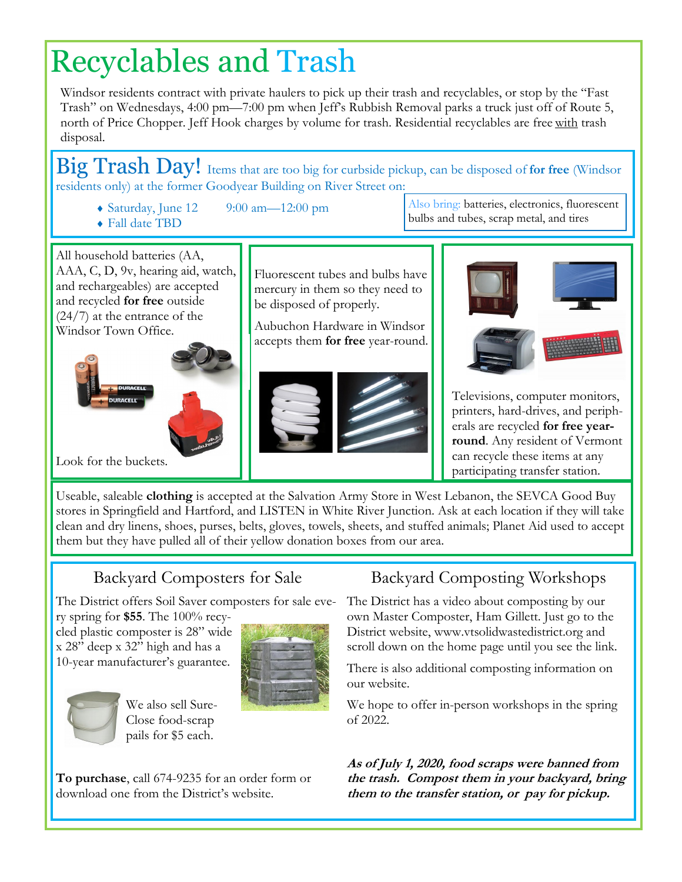# Recyclables and Trash

Windsor residents contract with private haulers to pick up their trash and recyclables, or stop by the "Fast Trash" on Wednesdays, 4:00 pm—7:00 pm when Jeff's Rubbish Removal parks a truck just off of Route 5, north of Price Chopper. Jeff Hook charges by volume for trash. Residential recyclables are free with trash disposal.

## Big Trash Day!

Items that are too big for curbside pickup, can be disposed of **for free** (Windsor residents only) at the former Goodyear Building on River Street on:

- Saturday, June 12 9:00 am—12:00 pm
- Fall date TBD

Also bring: batteries, electronics, fluorescent bulbs and tubes, scrap metal, and tires

All household batteries (AA, AAA, C, D, 9v, hearing aid, watch, and rechargeables) are accepted and recycled **for free** outside (24/7) at the entrance of the Windsor Town Office.

Look for the buckets.

Fluorescent tubes and bulbs have mercury in them so they need to be disposed of properly.

Aubuchon Hardware in Windsor accepts them **for free** year-round.

Televisions, computer monitors, printers, hard-drives, and peripherals are recycled **for free year-round**. Any resident of Vermont can recycle these items at any participating transfer station.

Useable, saleable **clothing** is accepted at the Salvation Army Store in West Lebanon, the SEVCA Good Buy stores in Springfield and Hartford, and LISTEN in White River Junction. Ask at each location if they will take clean and dry linens, shoes, purses, belts, gloves, towels, sheets, and stuffed animals; Planet Aid used to accept them but they have pulled all of their yellow donation boxes from our area.

### Backyard Composters for Sale

The District offers Soil Saver composters for sale every spring for **$55**. The 100% recycled plastic composter is 28" wide x 28" deep x 32" high and has a 10-year manufacturer's guarantee.

We also sell Sure-Close food-scrap pails for $5 each.

**To purchase**, call 674-9235 for an order form or download one from the District's website.

### Backyard Composting Workshops

The District has a video about composting by our own Master Composter, Ham Gillett. Just go to the District website, www.vtsolidwastedistrict.org and scroll down on the home page until you see the link.

There is also additional composting information on our website.

We hope to offer in-person workshops in the spring of 2022.

***As of July 1, 2020, food scraps were banned from the trash. Compost them in your backyard, bring them to the transfer station, or pay for pickup.***